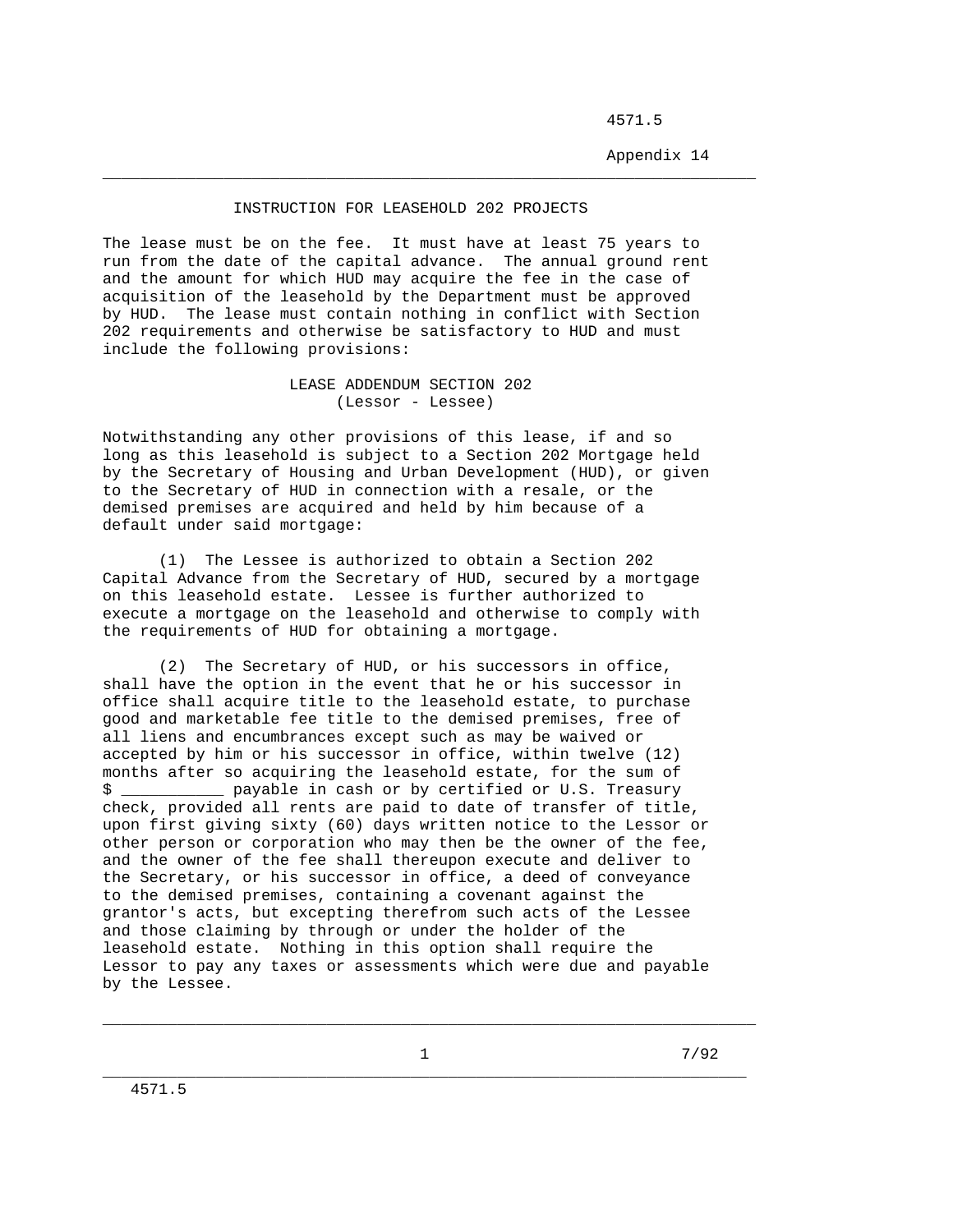## INSTRUCTION FOR LEASEHOLD 202 PROJECTS

The lease must be on the fee. It must have at least 75 years to run from the date of the capital advance. The annual ground rent and the amount for which HUD may acquire the fee in the case of acquisition of the leasehold by the Department must be approved by HUD. The lease must contain nothing in conflict with Section 202 requirements and otherwise be satisfactory to HUD and must include the following provisions:

### LEASE ADDENDUM SECTION 202
(Lessor - Lessee)

Notwithstanding any other provisions of this lease, if and so long as this leasehold is subject to a Section 202 Mortgage held by the Secretary of Housing and Urban Development (HUD), or given to the Secretary of HUD in connection with a resale, or the demised premises are acquired and held by him because of a default under said mortgage:

(1) The Lessee is authorized to obtain a Section 202 Capital Advance from the Secretary of HUD, secured by a mortgage on this leasehold estate. Lessee is further authorized to execute a mortgage on the leasehold and otherwise to comply with the requirements of HUD for obtaining a mortgage.

(2) The Secretary of HUD, or his successors in office, shall have the option in the event that he or his successor in office shall acquire title to the leasehold estate, to purchase good and marketable fee title to the demised premises, free of all liens and encumbrances except such as may be waived or accepted by him or his successor in office, within twelve (12) months after so acquiring the leasehold estate, for the sum of $ ___________ payable in cash or by certified or U.S. Treasury check, provided all rents are paid to date of transfer of title, upon first giving sixty (60) days written notice to the Lessor or other person or corporation who may then be the owner of the fee, and the owner of the fee shall thereupon execute and deliver to the Secretary, or his successor in office, a deed of conveyance to the demised premises, containing a covenant against the grantor's acts, but excepting therefrom such acts of the Lessee and those claiming by through or under the holder of the leasehold estate. Nothing in this option shall require the Lessor to pay any taxes or assessments which were due and payable by the Lessee.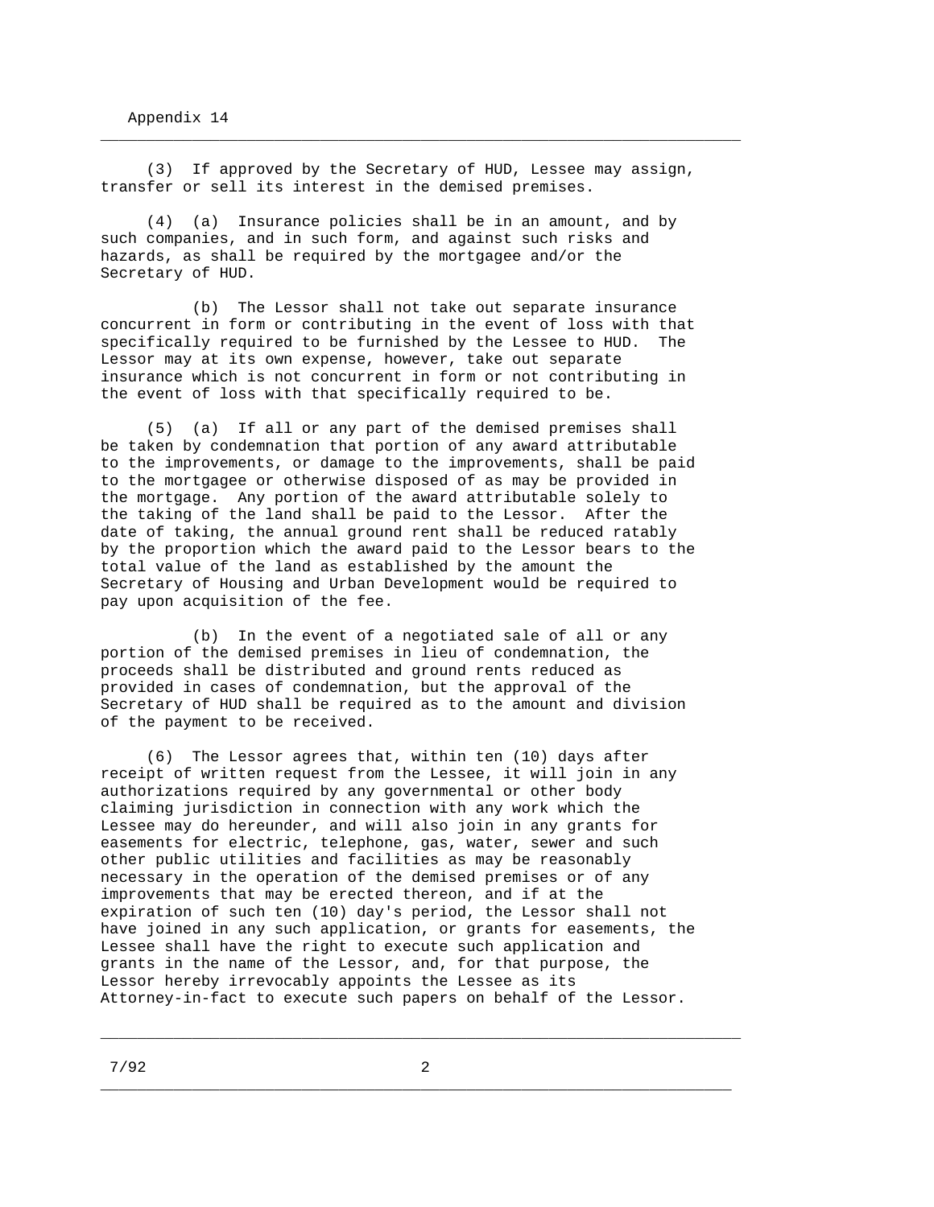(3) If approved by the Secretary of HUD, Lessee may assign, transfer or sell its interest in the demised premises.

(4) (a) Insurance policies shall be in an amount, and by such companies, and in such form, and against such risks and hazards, as shall be required by the mortgagee and/or the Secretary of HUD.

(b) The Lessor shall not take out separate insurance concurrent in form or contributing in the event of loss with that specifically required to be furnished by the Lessee to HUD. The Lessor may at its own expense, however, take out separate insurance which is not concurrent in form or not contributing in the event of loss with that specifically required to be.

(5) (a) If all or any part of the demised premises shall be taken by condemnation that portion of any award attributable to the improvements, or damage to the improvements, shall be paid to the mortgagee or otherwise disposed of as may be provided in the mortgage. Any portion of the award attributable solely to the taking of the land shall be paid to the Lessor. After the date of taking, the annual ground rent shall be reduced ratably by the proportion which the award paid to the Lessor bears to the total value of the land as established by the amount the Secretary of Housing and Urban Development would be required to pay upon acquisition of the fee.

(b) In the event of a negotiated sale of all or any portion of the demised premises in lieu of condemnation, the proceeds shall be distributed and ground rents reduced as provided in cases of condemnation, but the approval of the Secretary of HUD shall be required as to the amount and division of the payment to be received.

(6) The Lessor agrees that, within ten (10) days after receipt of written request from the Lessee, it will join in any authorizations required by any governmental or other body claiming jurisdiction in connection with any work which the Lessee may do hereunder, and will also join in any grants for easements for electric, telephone, gas, water, sewer and such other public utilities and facilities as may be reasonably necessary in the operation of the demised premises or of any improvements that may be erected thereon, and if at the expiration of such ten (10) day's period, the Lessor shall not have joined in any such application, or grants for easements, the Lessee shall have the right to execute such application and grants in the name of the Lessor, and, for that purpose, the Lessor hereby irrevocably appoints the Lessee as its Attorney-in-fact to execute such papers on behalf of the Lessor.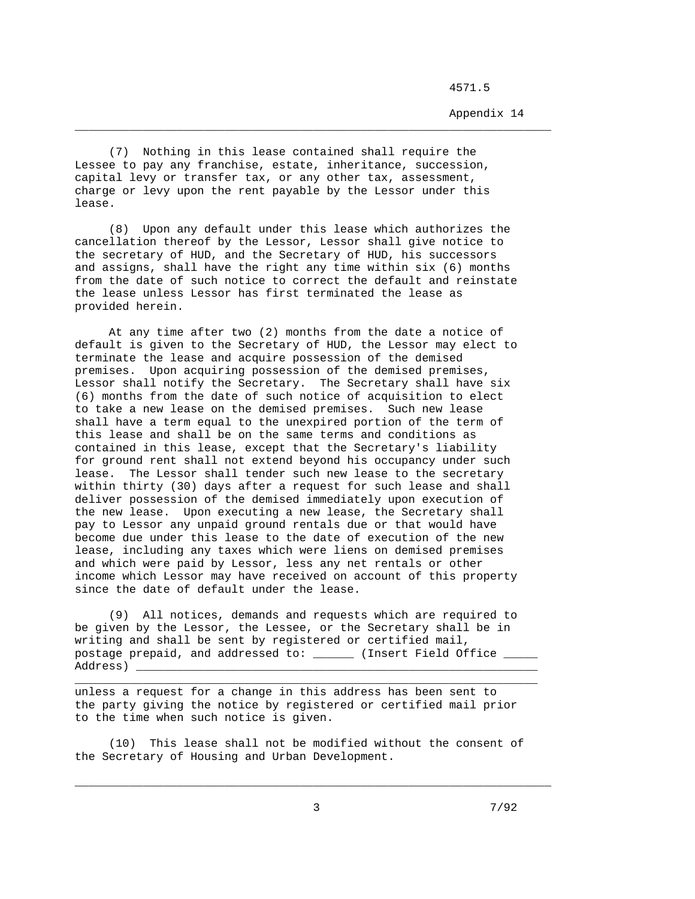(7) Nothing in this lease contained shall require the Lessee to pay any franchise, estate, inheritance, succession, capital levy or transfer tax, or any other tax, assessment, charge or levy upon the rent payable by the Lessor under this lease.

(8) Upon any default under this lease which authorizes the cancellation thereof by the Lessor, Lessor shall give notice to the secretary of HUD, and the Secretary of HUD, his successors and assigns, shall have the right any time within six (6) months from the date of such notice to correct the default and reinstate the lease unless Lessor has first terminated the lease as provided herein.

At any time after two (2) months from the date a notice of default is given to the Secretary of HUD, the Lessor may elect to terminate the lease and acquire possession of the demised premises. Upon acquiring possession of the demised premises, Lessor shall notify the Secretary. The Secretary shall have six (6) months from the date of such notice of acquisition to elect to take a new lease on the demised premises. Such new lease shall have a term equal to the unexpired portion of the term of this lease and shall be on the same terms and conditions as contained in this lease, except that the Secretary's liability for ground rent shall not extend beyond his occupancy under such lease. The Lessor shall tender such new lease to the secretary within thirty (30) days after a request for such lease and shall deliver possession of the demised immediately upon execution of the new lease. Upon executing a new lease, the Secretary shall pay to Lessor any unpaid ground rentals due or that would have become due under this lease to the date of execution of the new lease, including any taxes which were liens on demised premises and which were paid by Lessor, less any net rentals or other income which Lessor may have received on account of this property since the date of default under the lease.

(9) All notices, demands and requests which are required to be given by the Lessor, the Lessee, or the Secretary shall be in writing and shall be sent by registered or certified mail, postage prepaid, and addressed to: ______ (Insert Field Office _____ Address) ____________________________________________________________
____________________________________________________________________
unless a request for a change in this address has been sent to the party giving the notice by registered or certified mail prior to the time when such notice is given.

(10) This lease shall not be modified without the consent of the Secretary of Housing and Urban Development.